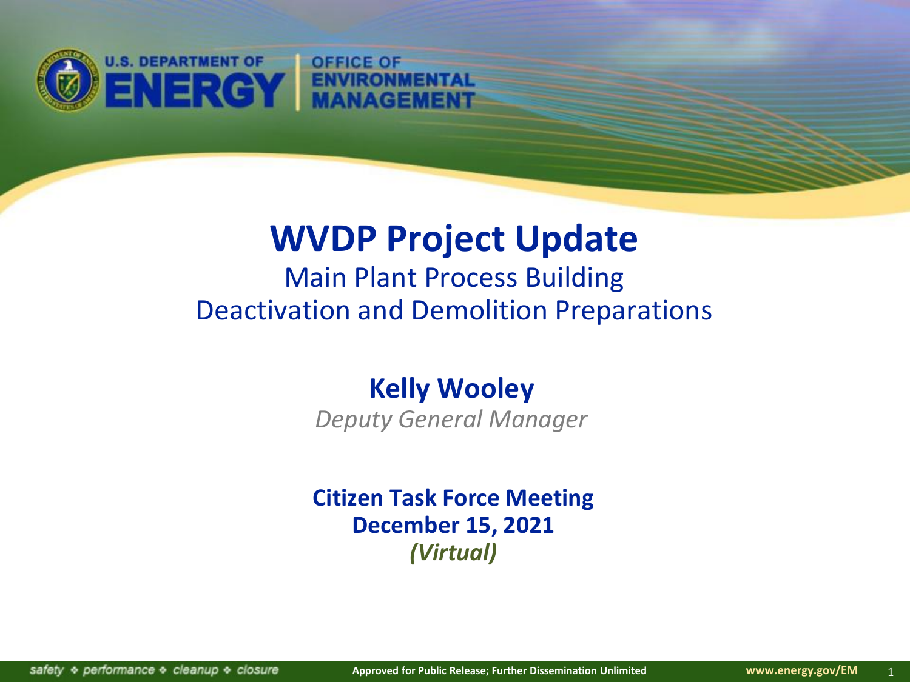# WVDP Project Update

## Main Plant Process Building Deactivation and Demolition Preparations

**Kelly Wooley**

*Deputy General Manager*

**Citizen Task Force Meeting**
**December 15, 2021**
***(Virtual)***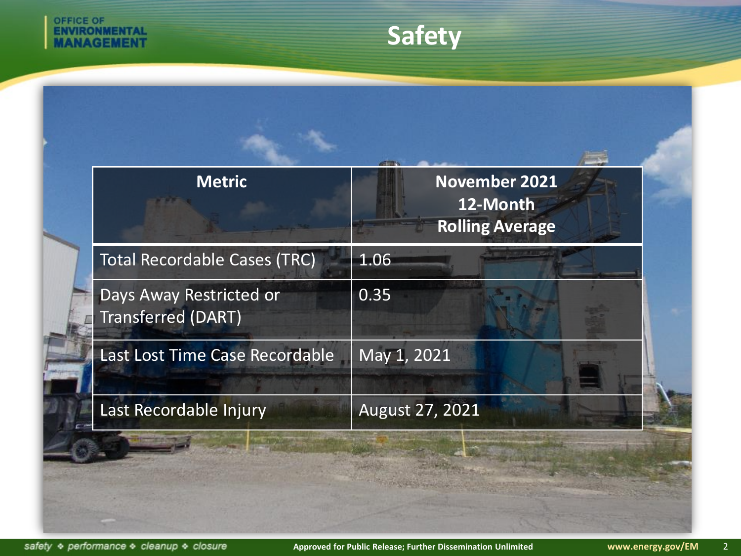# Safety

| Metric | November 2021 12-Month Rolling Average |
| --- | --- |
| Total Recordable Cases (TRC) | 1.06 |
| Days Away Restricted or Transferred (DART) | 0.35 |
| Last Lost Time Case Recordable | May 1, 2021 |
| Last Recordable Injury | August 27, 2021 |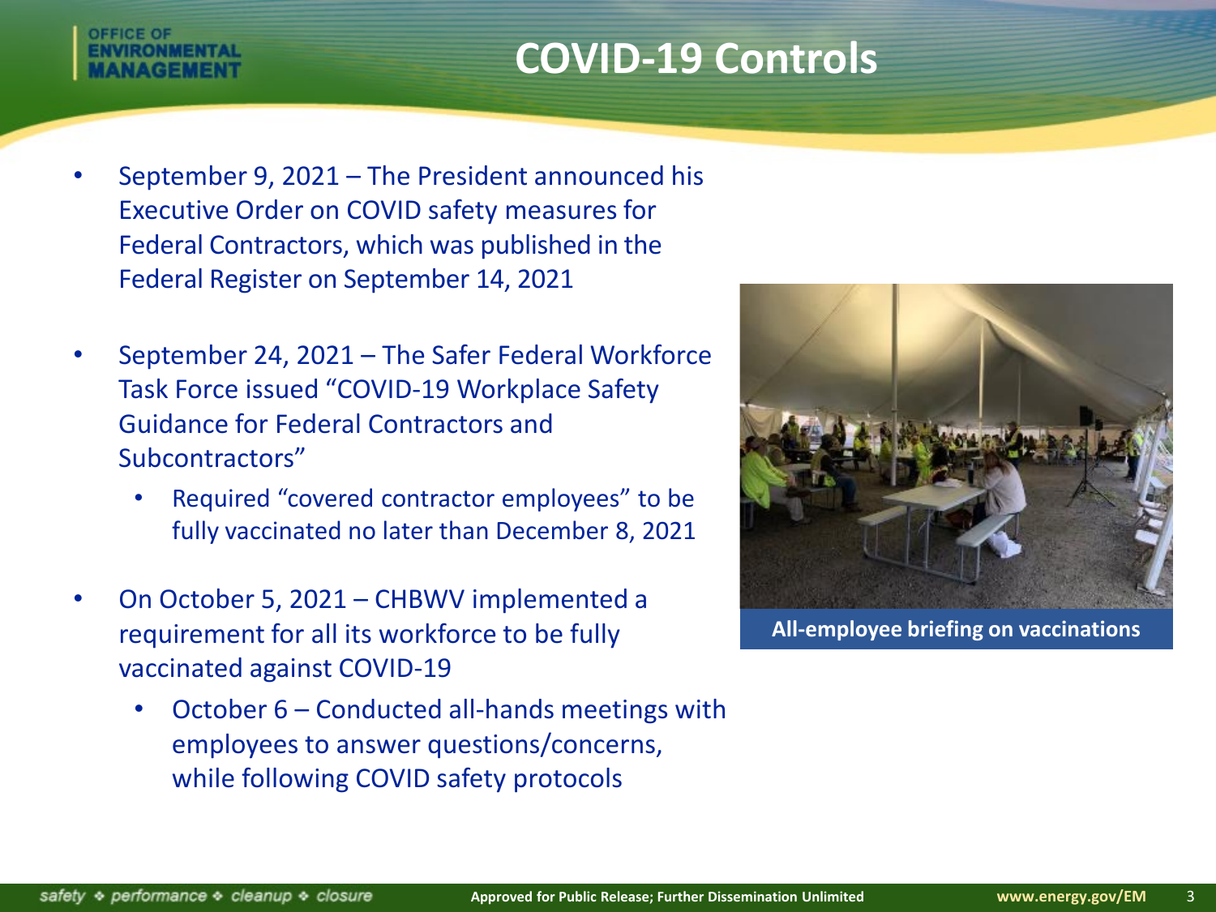# COVID-19 Controls

- September 9, 2021 – The President announced his Executive Order on COVID safety measures for Federal Contractors, which was published in the Federal Register on September 14, 2021
- September 24, 2021 – The Safer Federal Workforce Task Force issued "COVID-19 Workplace Safety Guidance for Federal Contractors and Subcontractors"
  - Required "covered contractor employees" to be fully vaccinated no later than December 8, 2021
- On October 5, 2021 – CHBWV implemented a requirement for all its workforce to be fully vaccinated against COVID-19
  - October 6 – Conducted all-hands meetings with employees to answer questions/concerns, while following COVID safety protocols

**All-employee briefing on vaccinations**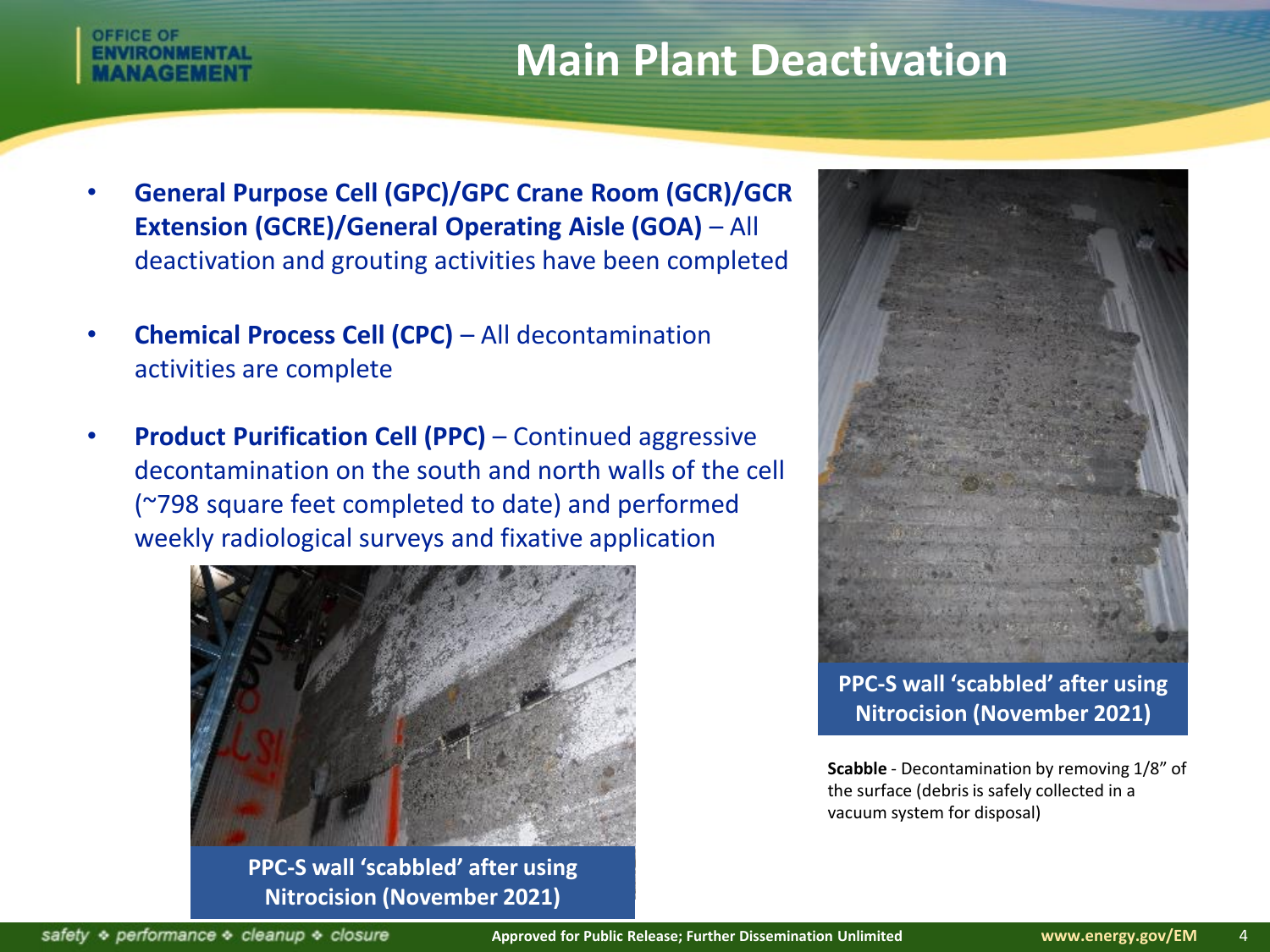# Main Plant Deactivation

- **General Purpose Cell (GPC)/GPC Crane Room (GCR)/GCR Extension (GCRE)/General Operating Aisle (GOA)** – All deactivation and grouting activities have been completed
- **Chemical Process Cell (CPC)** – All decontamination activities are complete
- **Product Purification Cell (PPC)** – Continued aggressive decontamination on the south and north walls of the cell (~798 square feet completed to date) and performed weekly radiological surveys and fixative application

**PPC-S wall 'scabbled' after using Nitrocision (November 2021)**

**PPC-S wall 'scabbled' after using Nitrocision (November 2021)**

**Scabble** - Decontamination by removing 1/8" of the surface (debris is safely collected in a vacuum system for disposal)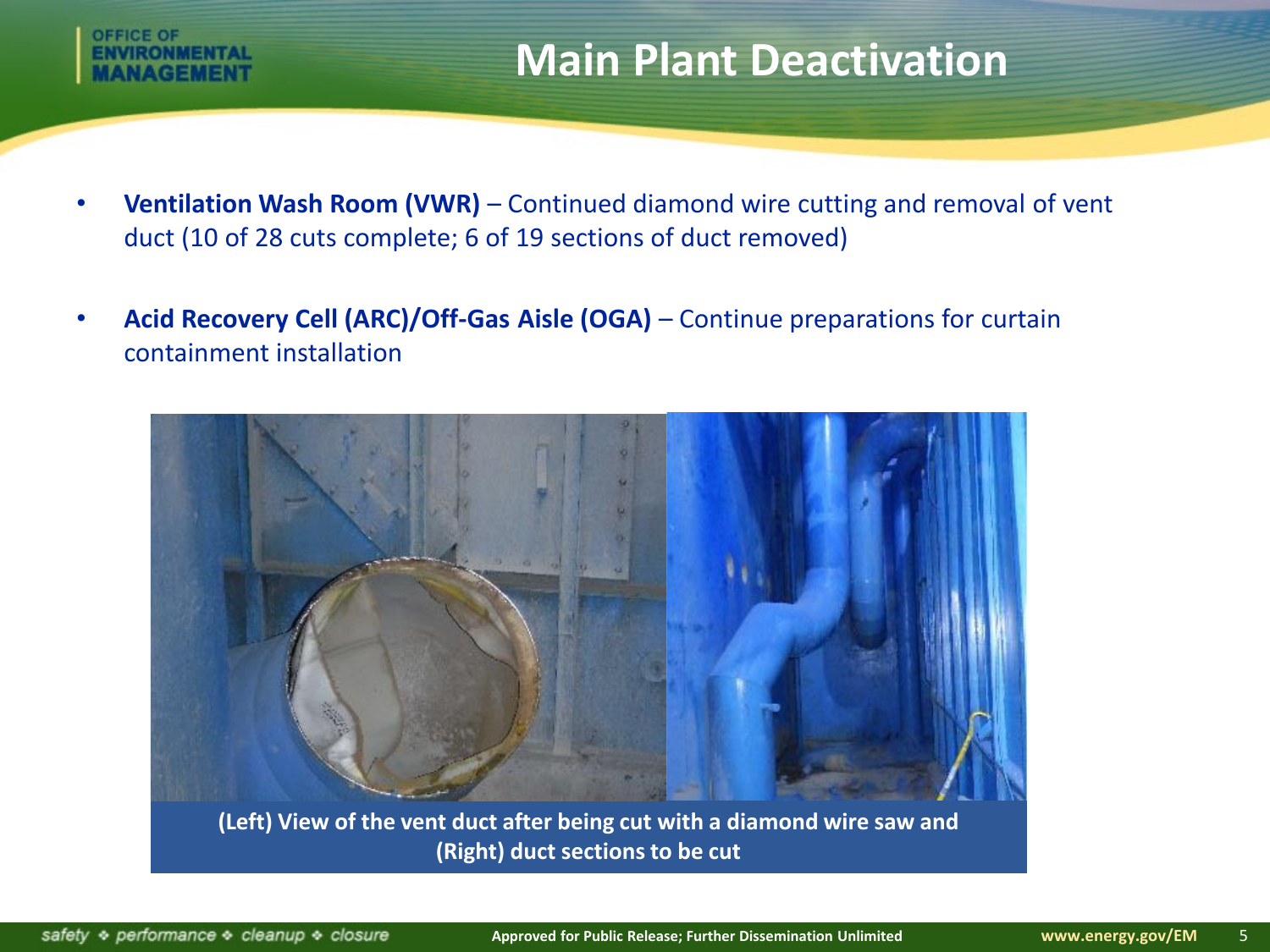# Main Plant Deactivation

- **Ventilation Wash Room (VWR)** – Continued diamond wire cutting and removal of vent duct (10 of 28 cuts complete; 6 of 19 sections of duct removed)
- **Acid Recovery Cell (ARC)/Off-Gas Aisle (OGA)** – Continue preparations for curtain containment installation

**(Left) View of the vent duct after being cut with a diamond wire saw and (Right) duct sections to be cut**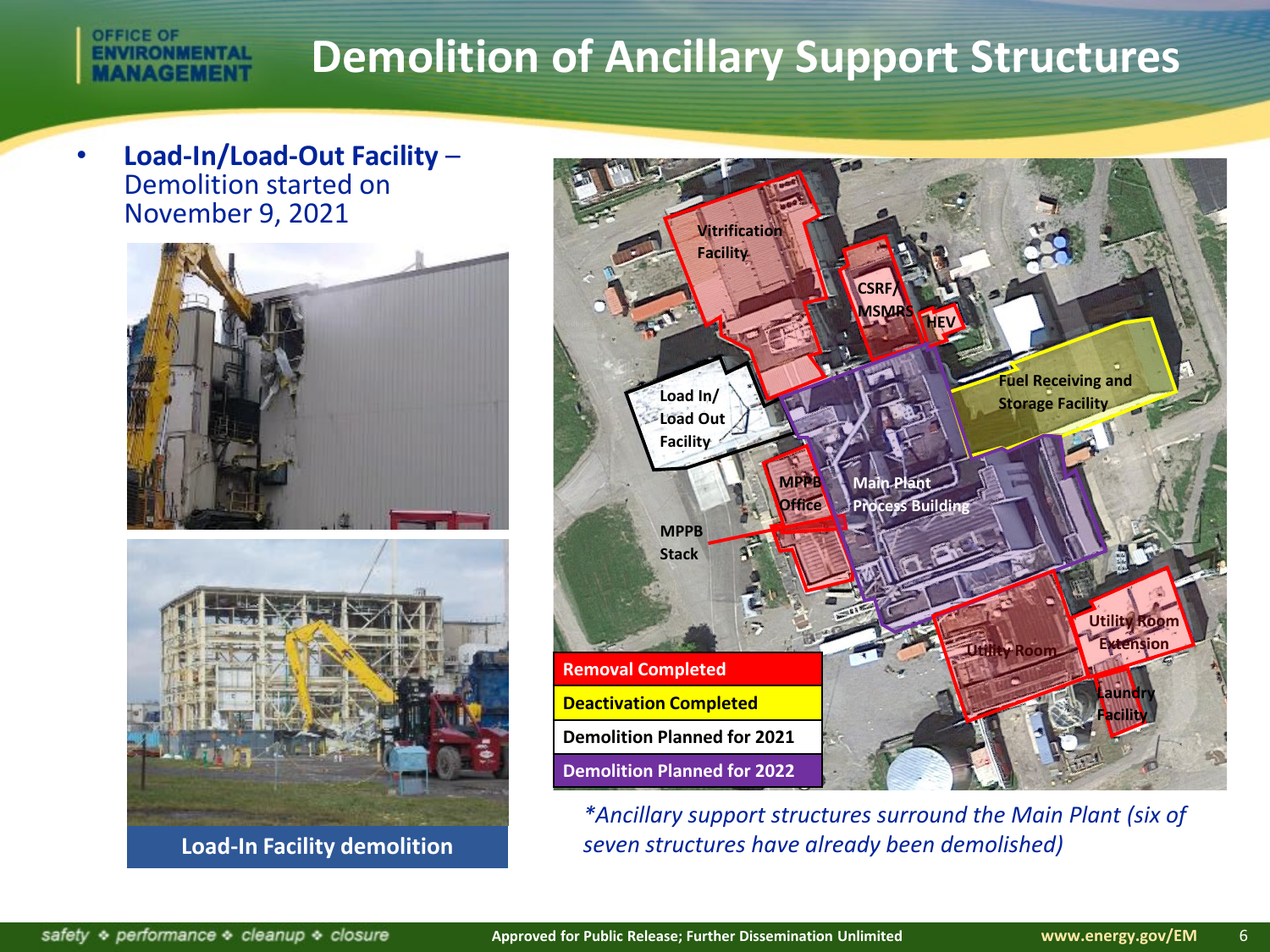# Demolition of Ancillary Support Structures

- **Load-In/Load-Out Facility** – Demolition started on November 9, 2021

Load-In Facility demolition

| Removal Completed |
|---|
| Deactivation Completed |
| Demolition Planned for 2021 |
| Demolition Planned for 2022 |

Vitrification Facility, CSRF/MSMRS, HEV, Fuel Receiving and Storage Facility, Load In/ Load Out Facility, MPPB Office, Main Plant Process Building, MPPB Stack, Utility Room, Utility Room Extension, Laundry Facility

*\*Ancillary support structures surround the Main Plant (six of seven structures have already been demolished)*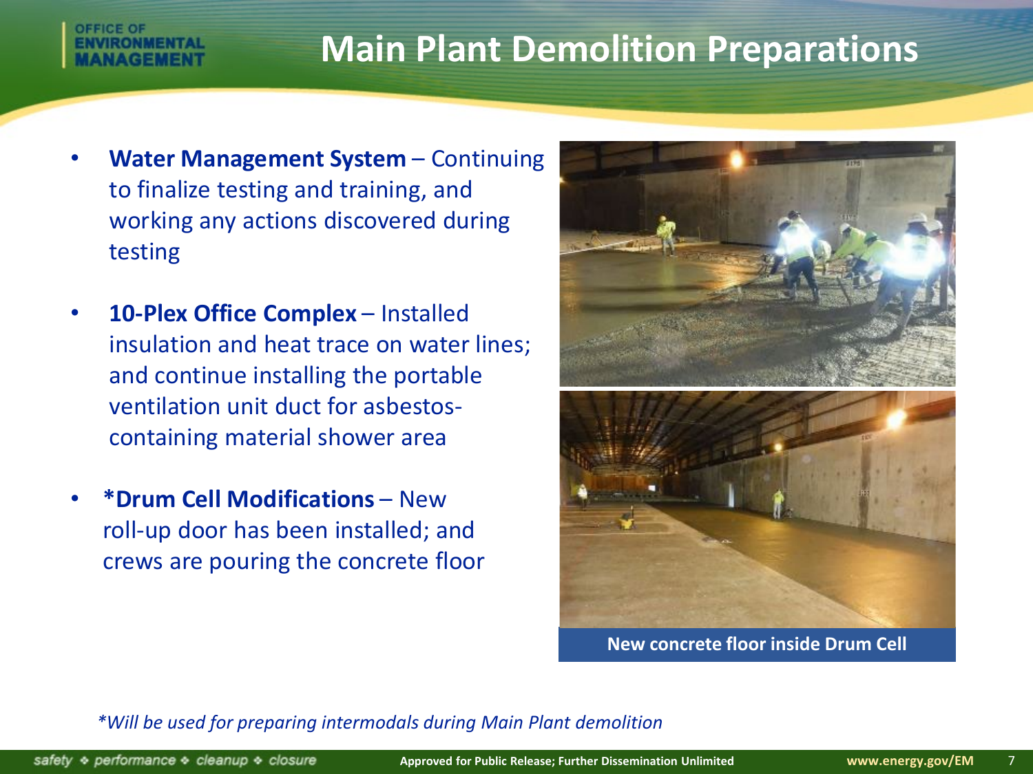# Main Plant Demolition Preparations

- **Water Management System** – Continuing to finalize testing and training, and working any actions discovered during testing
- **10-Plex Office Complex** – Installed insulation and heat trace on water lines; and continue installing the portable ventilation unit duct for asbestos-containing material shower area
- ***Drum Cell Modifications** – New roll-up door has been installed; and crews are pouring the concrete floor

New concrete floor inside Drum Cell

*\*Will be used for preparing intermodals during Main Plant demolition*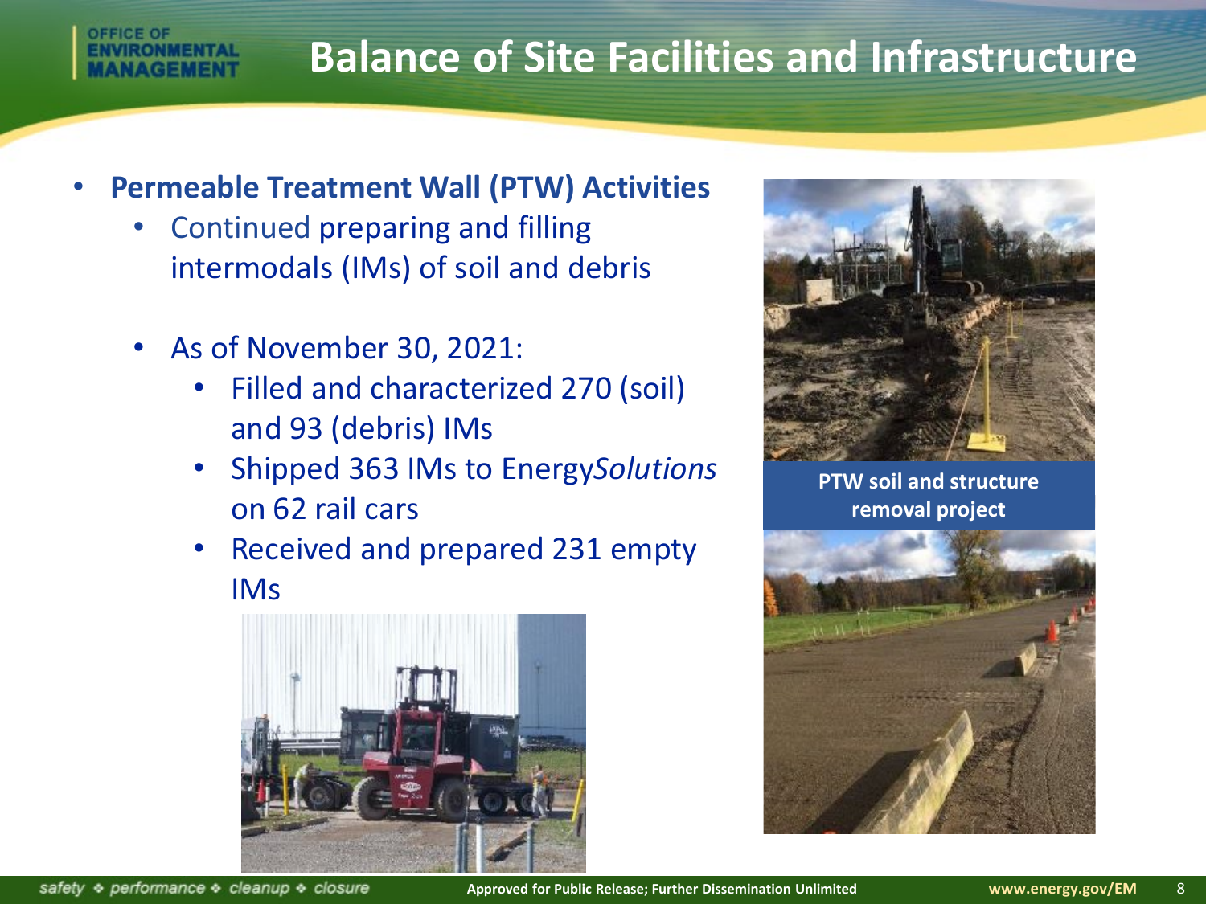# Balance of Site Facilities and Infrastructure

- **Permeable Treatment Wall (PTW) Activities**
  - Continued preparing and filling intermodals (IMs) of soil and debris
  - As of November 30, 2021:
    - Filled and characterized 270 (soil) and 93 (debris) IMs
    - Shipped 363 IMs to Energy*Solutions* on 62 rail cars
    - Received and prepared 231 empty IMs

**PTW soil and structure removal project**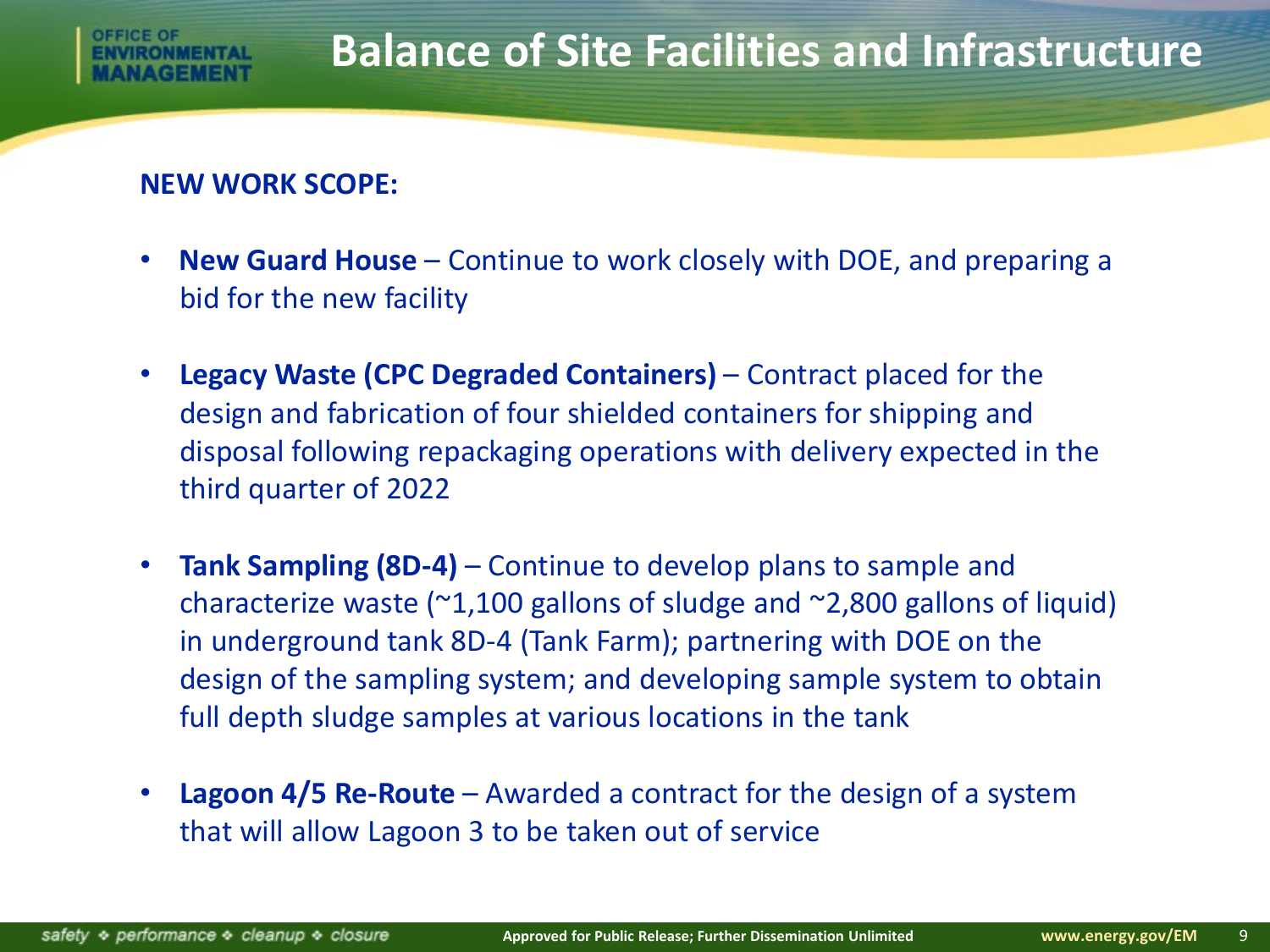# Balance of Site Facilities and Infrastructure

**NEW WORK SCOPE:**

- **New Guard House** – Continue to work closely with DOE, and preparing a bid for the new facility
- **Legacy Waste (CPC Degraded Containers)** – Contract placed for the design and fabrication of four shielded containers for shipping and disposal following repackaging operations with delivery expected in the third quarter of 2022
- **Tank Sampling (8D-4)** – Continue to develop plans to sample and characterize waste (~1,100 gallons of sludge and ~2,800 gallons of liquid) in underground tank 8D-4 (Tank Farm); partnering with DOE on the design of the sampling system; and developing sample system to obtain full depth sludge samples at various locations in the tank
- **Lagoon 4/5 Re-Route** – Awarded a contract for the design of a system that will allow Lagoon 3 to be taken out of service